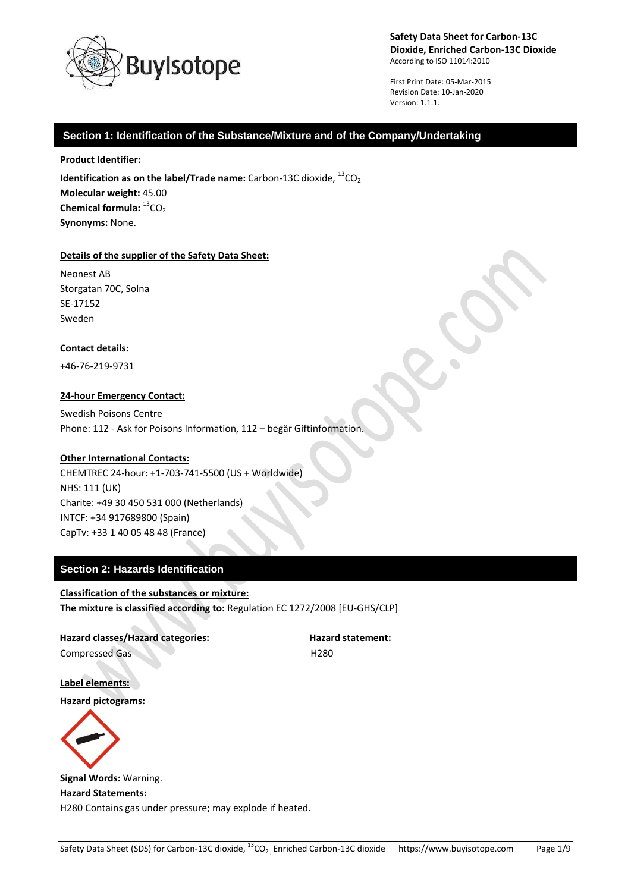**Safety Data Sheet for Carbon-13C Dioxide, Enriched Carbon-13C Dioxide**
According to ISO 11014:2010

First Print Date: 05-Mar-2015
Revision Date: 10-Jan-2020
Version: 1.1.1.

## Section 1: Identification of the Substance/Mixture and of the Company/Undertaking

**Product Identifier:**

**Identification as on the label/Trade name:** Carbon-13C dioxide, $^{13}CO_2$
**Molecular weight:** 45.00
**Chemical formula:** $^{13}CO_2$
**Synonyms:** None.

**Details of the supplier of the Safety Data Sheet:**

Neonest AB
Storgatan 70C, Solna
SE-17152
Sweden

**Contact details:**

+46-76-219-9731

**24-hour Emergency Contact:**

Swedish Poisons Centre
Phone: 112 - Ask for Poisons Information, 112 – begär Giftinformation.

**Other International Contacts:**

CHEMTREC 24-hour: +1-703-741-5500 (US + Worldwide)
NHS: 111 (UK)
Charite: +49 30 450 531 000 (Netherlands)
INTCF: +34 917689800 (Spain)
CapTv: +33 1 40 05 48 48 (France)

## Section 2: Hazards Identification

**Classification of the substances or mixture:**
**The mixture is classified according to:** Regulation EC 1272/2008 [EU-GHS/CLP]

| Hazard classes/Hazard categories: | Hazard statement: |
|---|---|
| Compressed Gas | H280 |

**Label elements:**

**Hazard pictograms:**

**Signal Words:** Warning.
**Hazard Statements:**
H280 Contains gas under pressure; may explode if heated.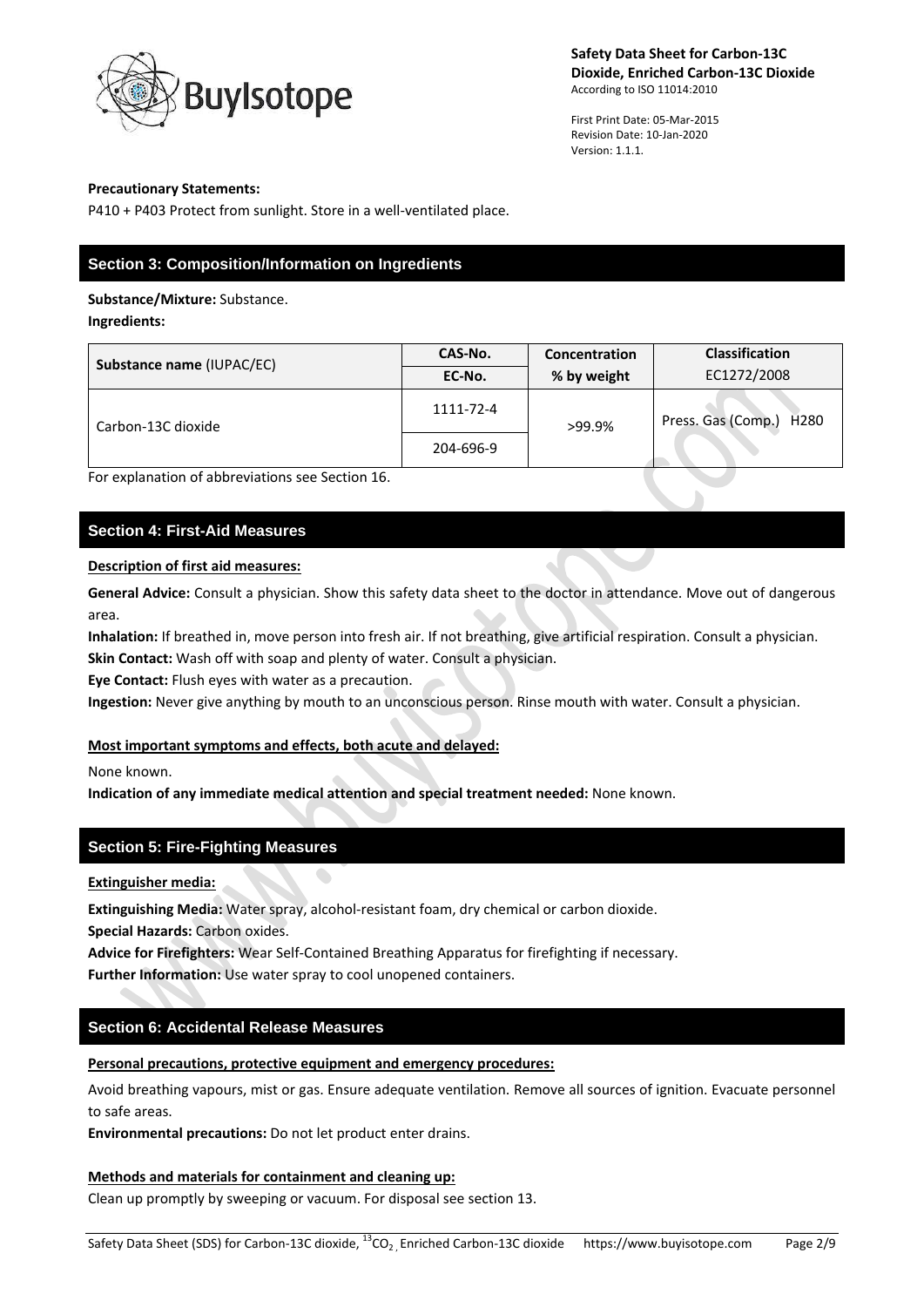**Precautionary Statements:**

P410 + P403 Protect from sunlight. Store in a well-ventilated place.

## Section 3: Composition/Information on Ingredients

**Substance/Mixture:** Substance.

**Ingredients:**

| Substance name (IUPAC/EC) | CAS-No. / EC-No. | Concentration % by weight | Classification EC1272/2008 |
|---|---|---|---|
| Carbon-13C dioxide | 1111-72-4 / 204-696-9 | >99.9% | Press. Gas (Comp.) H280 |

For explanation of abbreviations see Section 16.

## Section 4: First-Aid Measures

**Description of first aid measures:**

**General Advice:** Consult a physician. Show this safety data sheet to the doctor in attendance. Move out of dangerous area.

**Inhalation:** If breathed in, move person into fresh air. If not breathing, give artificial respiration. Consult a physician.

**Skin Contact:** Wash off with soap and plenty of water. Consult a physician.

**Eye Contact:** Flush eyes with water as a precaution.

**Ingestion:** Never give anything by mouth to an unconscious person. Rinse mouth with water. Consult a physician.

**Most important symptoms and effects, both acute and delayed:**

None known.

**Indication of any immediate medical attention and special treatment needed:** None known.

## Section 5: Fire-Fighting Measures

**Extinguisher media:**

**Extinguishing Media:** Water spray, alcohol-resistant foam, dry chemical or carbon dioxide.

**Special Hazards:** Carbon oxides.

**Advice for Firefighters:** Wear Self-Contained Breathing Apparatus for firefighting if necessary.

**Further Information:** Use water spray to cool unopened containers.

## Section 6: Accidental Release Measures

**Personal precautions, protective equipment and emergency procedures:**

Avoid breathing vapours, mist or gas. Ensure adequate ventilation. Remove all sources of ignition. Evacuate personnel to safe areas.

**Environmental precautions:** Do not let product enter drains.

**Methods and materials for containment and cleaning up:**

Clean up promptly by sweeping or vacuum. For disposal see section 13.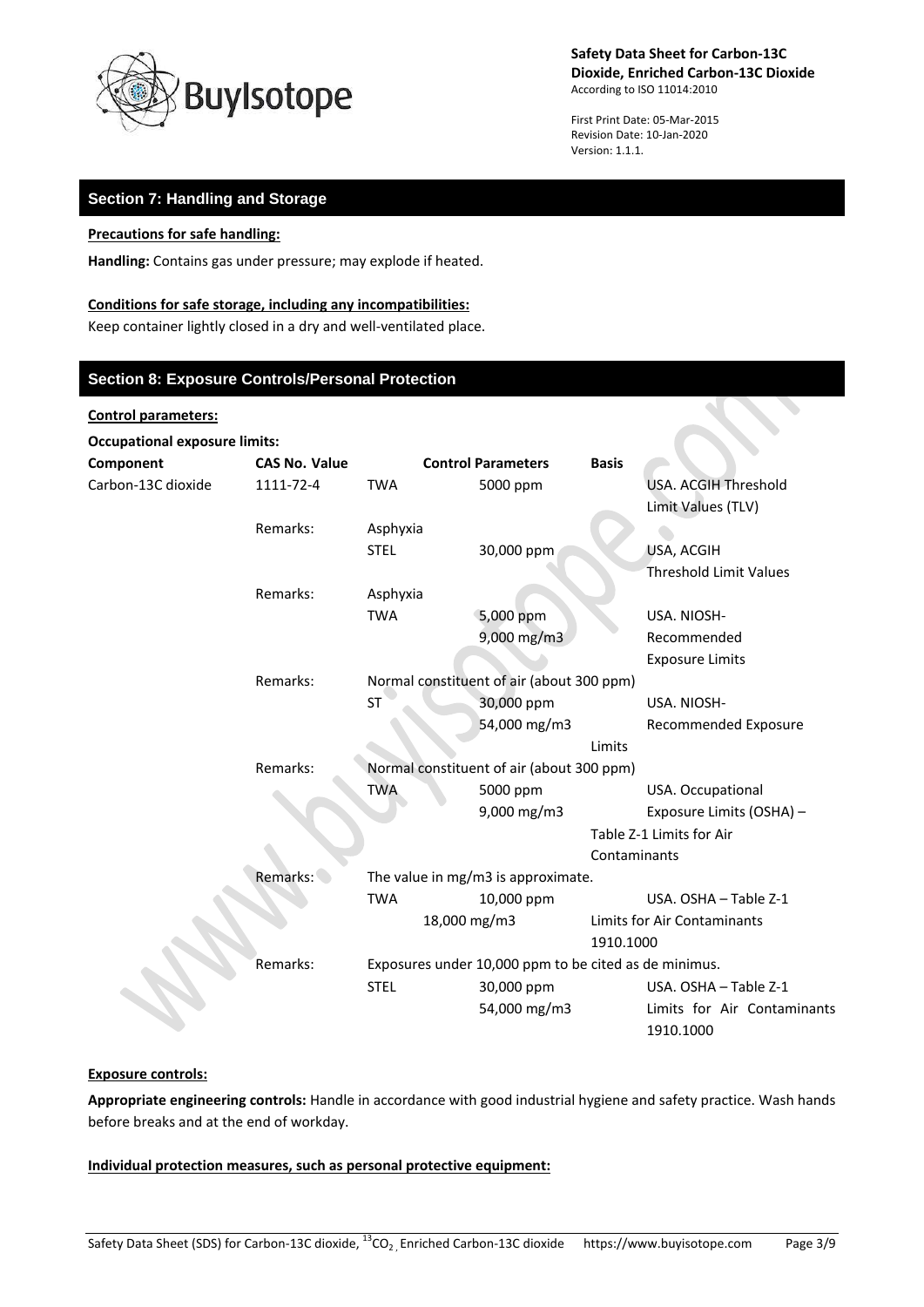## Section 7: Handling and Storage

**Precautions for safe handling:**

**Handling:** Contains gas under pressure; may explode if heated.

**Conditions for safe storage, including any incompatibilities:**

Keep container lightly closed in a dry and well-ventilated place.

## Section 8: Exposure Controls/Personal Protection

**Control parameters:**

**Occupational exposure limits:**

| Component | CAS No. Value | Control Parameters | | Basis |
|---|---|---|---|---|
| Carbon-13C dioxide | 1111-72-4 | TWA | 5000 ppm | USA. ACGIH Threshold Limit Values (TLV) |
| | Remarks: | Asphyxia | | |
| | | STEL | 30,000 ppm | USA, ACGIH Threshold Limit Values |
| | Remarks: | Asphyxia | | |
| | | TWA | 5,000 ppm 9,000 mg/m3 | USA. NIOSH-Recommended Exposure Limits |
| | Remarks: | Normal constituent of air (about 300 ppm) | | |
| | | ST | 30,000 ppm 54,000 mg/m3 | USA. NIOSH-Recommended Exposure Limits |
| | Remarks: | Normal constituent of air (about 300 ppm) | | |
| | | TWA | 5000 ppm 9,000 mg/m3 | USA. Occupational Exposure Limits (OSHA) – Table Z-1 Limits for Air Contaminants |
| | Remarks: | The value in mg/m3 is approximate. | | |
| | | TWA | 10,000 ppm 18,000 mg/m3 | USA. OSHA – Table Z-1 Limits for Air Contaminants 1910.1000 |
| | Remarks: | Exposures under 10,000 ppm to be cited as de minimus. | | |
| | | STEL | 30,000 ppm 54,000 mg/m3 | USA. OSHA – Table Z-1 Limits for Air Contaminants 1910.1000 |

**Exposure controls:**

**Appropriate engineering controls:** Handle in accordance with good industrial hygiene and safety practice. Wash hands before breaks and at the end of workday.

**Individual protection measures, such as personal protective equipment:**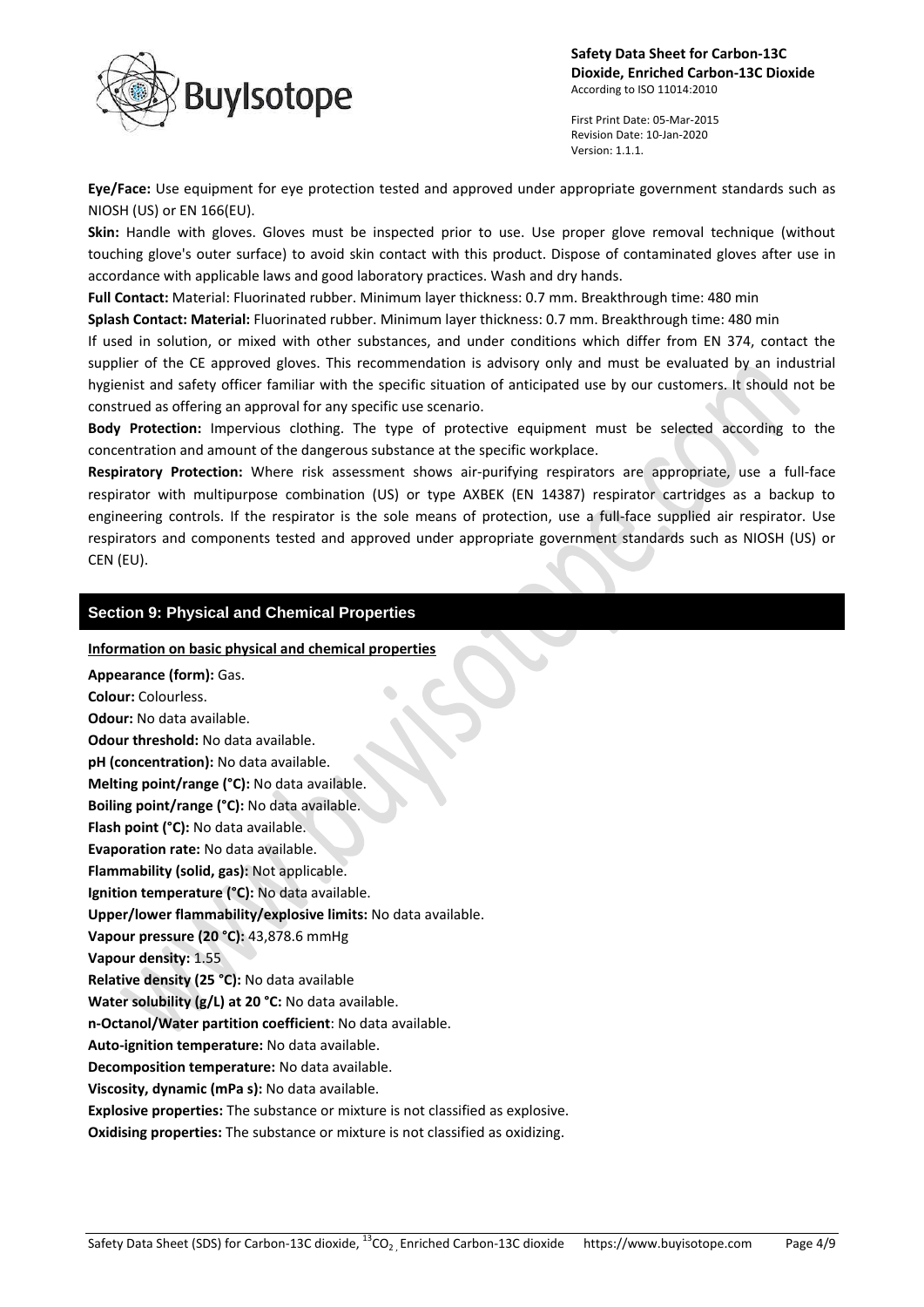**Eye/Face:** Use equipment for eye protection tested and approved under appropriate government standards such as NIOSH (US) or EN 166(EU).

**Skin:** Handle with gloves. Gloves must be inspected prior to use. Use proper glove removal technique (without touching glove's outer surface) to avoid skin contact with this product. Dispose of contaminated gloves after use in accordance with applicable laws and good laboratory practices. Wash and dry hands.

**Full Contact:** Material: Fluorinated rubber. Minimum layer thickness: 0.7 mm. Breakthrough time: 480 min

**Splash Contact: Material:** Fluorinated rubber. Minimum layer thickness: 0.7 mm. Breakthrough time: 480 min

If used in solution, or mixed with other substances, and under conditions which differ from EN 374, contact the supplier of the CE approved gloves. This recommendation is advisory only and must be evaluated by an industrial hygienist and safety officer familiar with the specific situation of anticipated use by our customers. It should not be construed as offering an approval for any specific use scenario.

**Body Protection:** Impervious clothing. The type of protective equipment must be selected according to the concentration and amount of the dangerous substance at the specific workplace.

**Respiratory Protection:** Where risk assessment shows air-purifying respirators are appropriate, use a full-face respirator with multipurpose combination (US) or type AXBEK (EN 14387) respirator cartridges as a backup to engineering controls. If the respirator is the sole means of protection, use a full-face supplied air respirator. Use respirators and components tested and approved under appropriate government standards such as NIOSH (US) or CEN (EU).

## Section 9: Physical and Chemical Properties

**Information on basic physical and chemical properties**

**Appearance (form):** Gas.
**Colour:** Colourless.
**Odour:** No data available.
**Odour threshold:** No data available.
**pH (concentration):** No data available.
**Melting point/range (°C):** No data available.
**Boiling point/range (°C):** No data available.
**Flash point (°C):** No data available.
**Evaporation rate:** No data available.
**Flammability (solid, gas):** Not applicable.
**Ignition temperature (°C):** No data available.
**Upper/lower flammability/explosive limits:** No data available.
**Vapour pressure (20 °C):** 43,878.6 mmHg
**Vapour density:** 1.55
**Relative density (25 °C):** No data available
**Water solubility (g/L) at 20 °C:** No data available.
**n-Octanol/Water partition coefficient**: No data available.
**Auto-ignition temperature:** No data available.
**Decomposition temperature:** No data available.
**Viscosity, dynamic (mPa s):** No data available.
**Explosive properties:** The substance or mixture is not classified as explosive.
**Oxidising properties:** The substance or mixture is not classified as oxidizing.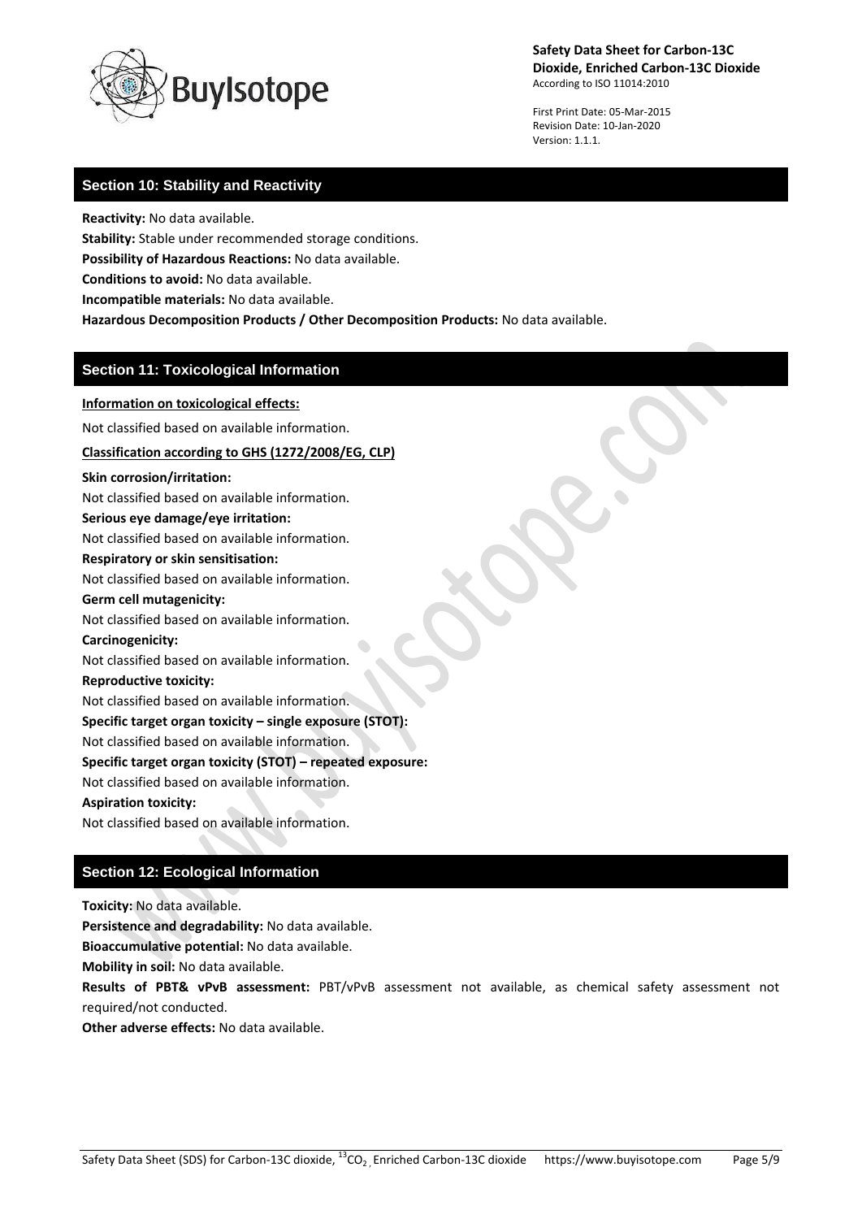## Section 10: Stability and Reactivity

**Reactivity:** No data available.

**Stability:** Stable under recommended storage conditions.

**Possibility of Hazardous Reactions:** No data available.

**Conditions to avoid:** No data available.

**Incompatible materials:** No data available.

**Hazardous Decomposition Products / Other Decomposition Products:** No data available.

## Section 11: Toxicological Information

**Information on toxicological effects:**

Not classified based on available information.

**Classification according to GHS (1272/2008/EG, CLP)**

**Skin corrosion/irritation:**
Not classified based on available information.

**Serious eye damage/eye irritation:**
Not classified based on available information.

**Respiratory or skin sensitisation:**
Not classified based on available information.

**Germ cell mutagenicity:**
Not classified based on available information.

**Carcinogenicity:**
Not classified based on available information.

**Reproductive toxicity:**
Not classified based on available information.

**Specific target organ toxicity – single exposure (STOT):**
Not classified based on available information.

**Specific target organ toxicity (STOT) – repeated exposure:**
Not classified based on available information.

**Aspiration toxicity:**
Not classified based on available information.

## Section 12: Ecological Information

**Toxicity:** No data available.

**Persistence and degradability:** No data available.

**Bioaccumulative potential:** No data available.

**Mobility in soil:** No data available.

**Results of PBT& vPvB assessment:** PBT/vPvB assessment not available, as chemical safety assessment not required/not conducted.

**Other adverse effects:** No data available.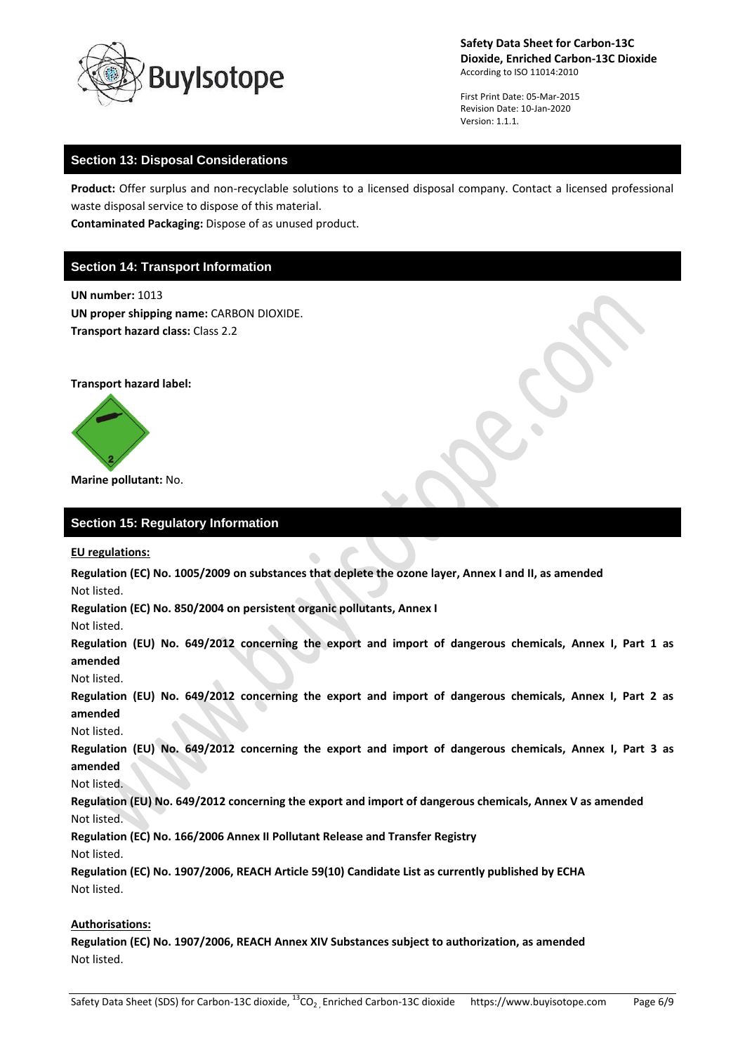## Section 13: Disposal Considerations

**Product:** Offer surplus and non-recyclable solutions to a licensed disposal company. Contact a licensed professional waste disposal service to dispose of this material.

**Contaminated Packaging:** Dispose of as unused product.

## Section 14: Transport Information

**UN number:** 1013

**UN proper shipping name:** CARBON DIOXIDE.

**Transport hazard class:** Class 2.2

**Transport hazard label:**

**Marine pollutant:** No.

## Section 15: Regulatory Information

**EU regulations:**

**Regulation (EC) No. 1005/2009 on substances that deplete the ozone layer, Annex I and II, as amended**

Not listed.

**Regulation (EC) No. 850/2004 on persistent organic pollutants, Annex I**

Not listed.

**Regulation (EU) No. 649/2012 concerning the export and import of dangerous chemicals, Annex I, Part 1 as amended**

Not listed.

**Regulation (EU) No. 649/2012 concerning the export and import of dangerous chemicals, Annex I, Part 2 as amended**

Not listed.

**Regulation (EU) No. 649/2012 concerning the export and import of dangerous chemicals, Annex I, Part 3 as amended**

Not listed.

**Regulation (EU) No. 649/2012 concerning the export and import of dangerous chemicals, Annex V as amended**

Not listed.

**Regulation (EC) No. 166/2006 Annex II Pollutant Release and Transfer Registry**

Not listed.

**Regulation (EC) No. 1907/2006, REACH Article 59(10) Candidate List as currently published by ECHA**

Not listed.

**Authorisations:**

**Regulation (EC) No. 1907/2006, REACH Annex XIV Substances subject to authorization, as amended**

Not listed.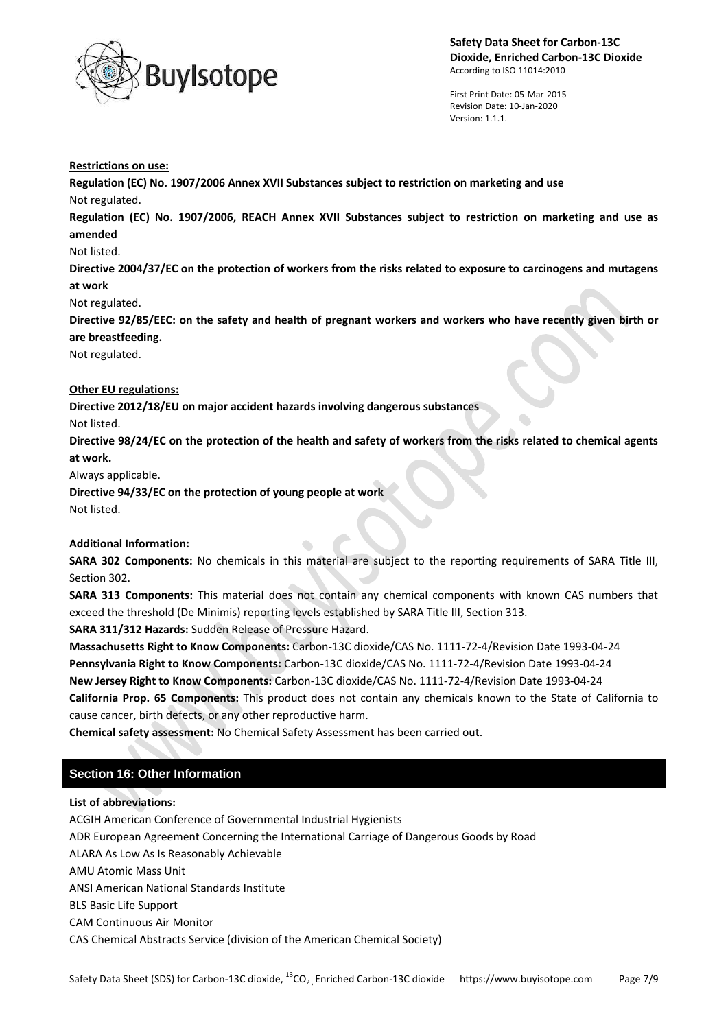**Restrictions on use:**

**Regulation (EC) No. 1907/2006 Annex XVII Substances subject to restriction on marketing and use**

Not regulated.

**Regulation (EC) No. 1907/2006, REACH Annex XVII Substances subject to restriction on marketing and use as amended**

Not listed.

**Directive 2004/37/EC on the protection of workers from the risks related to exposure to carcinogens and mutagens at work**

Not regulated.

**Directive 92/85/EEC: on the safety and health of pregnant workers and workers who have recently given birth or are breastfeeding.**

Not regulated.

**Other EU regulations:**

**Directive 2012/18/EU on major accident hazards involving dangerous substances**

Not listed.

**Directive 98/24/EC on the protection of the health and safety of workers from the risks related to chemical agents at work.**

Always applicable.

**Directive 94/33/EC on the protection of young people at work**

Not listed.

**Additional Information:**

**SARA 302 Components:** No chemicals in this material are subject to the reporting requirements of SARA Title III, Section 302.

**SARA 313 Components:** This material does not contain any chemical components with known CAS numbers that exceed the threshold (De Minimis) reporting levels established by SARA Title III, Section 313.

**SARA 311/312 Hazards:** Sudden Release of Pressure Hazard.

**Massachusetts Right to Know Components:** Carbon-13C dioxide/CAS No. 1111-72-4/Revision Date 1993-04-24

**Pennsylvania Right to Know Components:** Carbon-13C dioxide/CAS No. 1111-72-4/Revision Date 1993-04-24

**New Jersey Right to Know Components:** Carbon-13C dioxide/CAS No. 1111-72-4/Revision Date 1993-04-24

**California Prop. 65 Components:** This product does not contain any chemicals known to the State of California to cause cancer, birth defects, or any other reproductive harm.

**Chemical safety assessment:** No Chemical Safety Assessment has been carried out.

## Section 16: Other Information

**List of abbreviations:**

ACGIH American Conference of Governmental Industrial Hygienists

ADR European Agreement Concerning the International Carriage of Dangerous Goods by Road

ALARA As Low As Is Reasonably Achievable

AMU Atomic Mass Unit

ANSI American National Standards Institute

BLS Basic Life Support

CAM Continuous Air Monitor

CAS Chemical Abstracts Service (division of the American Chemical Society)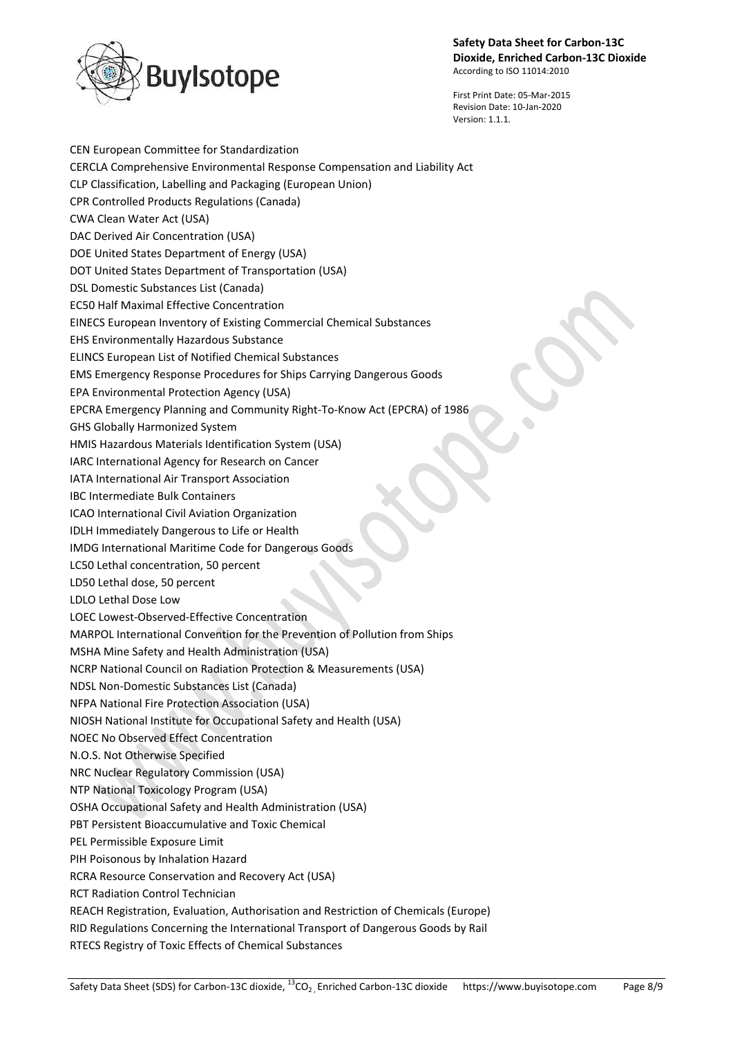CEN European Committee for Standardization
CERCLA Comprehensive Environmental Response Compensation and Liability Act
CLP Classification, Labelling and Packaging (European Union)
CPR Controlled Products Regulations (Canada)
CWA Clean Water Act (USA)
DAC Derived Air Concentration (USA)
DOE United States Department of Energy (USA)
DOT United States Department of Transportation (USA)
DSL Domestic Substances List (Canada)
EC50 Half Maximal Effective Concentration
EINECS European Inventory of Existing Commercial Chemical Substances
EHS Environmentally Hazardous Substance
ELINCS European List of Notified Chemical Substances
EMS Emergency Response Procedures for Ships Carrying Dangerous Goods
EPA Environmental Protection Agency (USA)
EPCRA Emergency Planning and Community Right-To-Know Act (EPCRA) of 1986
GHS Globally Harmonized System
HMIS Hazardous Materials Identification System (USA)
IARC International Agency for Research on Cancer
IATA International Air Transport Association
IBC Intermediate Bulk Containers
ICAO International Civil Aviation Organization
IDLH Immediately Dangerous to Life or Health
IMDG International Maritime Code for Dangerous Goods
LC50 Lethal concentration, 50 percent
LD50 Lethal dose, 50 percent
LDLO Lethal Dose Low
LOEC Lowest-Observed-Effective Concentration
MARPOL International Convention for the Prevention of Pollution from Ships
MSHA Mine Safety and Health Administration (USA)
NCRP National Council on Radiation Protection & Measurements (USA)
NDSL Non-Domestic Substances List (Canada)
NFPA National Fire Protection Association (USA)
NIOSH National Institute for Occupational Safety and Health (USA)
NOEC No Observed Effect Concentration
N.O.S. Not Otherwise Specified
NRC Nuclear Regulatory Commission (USA)
NTP National Toxicology Program (USA)
OSHA Occupational Safety and Health Administration (USA)
PBT Persistent Bioaccumulative and Toxic Chemical
PEL Permissible Exposure Limit
PIH Poisonous by Inhalation Hazard
RCRA Resource Conservation and Recovery Act (USA)
RCT Radiation Control Technician
REACH Registration, Evaluation, Authorisation and Restriction of Chemicals (Europe)
RID Regulations Concerning the International Transport of Dangerous Goods by Rail
RTECS Registry of Toxic Effects of Chemical Substances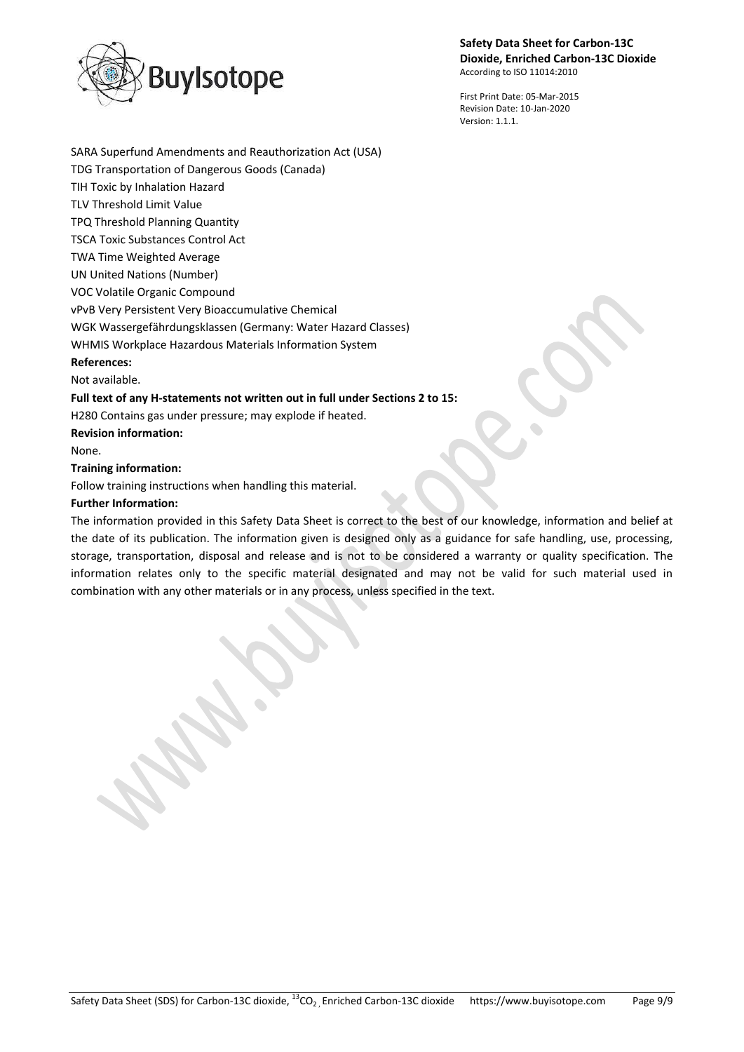SARA Superfund Amendments and Reauthorization Act (USA)

TDG Transportation of Dangerous Goods (Canada)

TIH Toxic by Inhalation Hazard

TLV Threshold Limit Value

TPQ Threshold Planning Quantity

TSCA Toxic Substances Control Act

TWA Time Weighted Average

UN United Nations (Number)

VOC Volatile Organic Compound

vPvB Very Persistent Very Bioaccumulative Chemical

WGK Wassergefährdungsklassen (Germany: Water Hazard Classes)

WHMIS Workplace Hazardous Materials Information System

**References:**

Not available.

**Full text of any H-statements not written out in full under Sections 2 to 15:**

H280 Contains gas under pressure; may explode if heated.

**Revision information:**

None.

**Training information:**

Follow training instructions when handling this material.

**Further Information:**

The information provided in this Safety Data Sheet is correct to the best of our knowledge, information and belief at the date of its publication. The information given is designed only as a guidance for safe handling, use, processing, storage, transportation, disposal and release and is not to be considered a warranty or quality specification. The information relates only to the specific material designated and may not be valid for such material used in combination with any other materials or in any process, unless specified in the text.